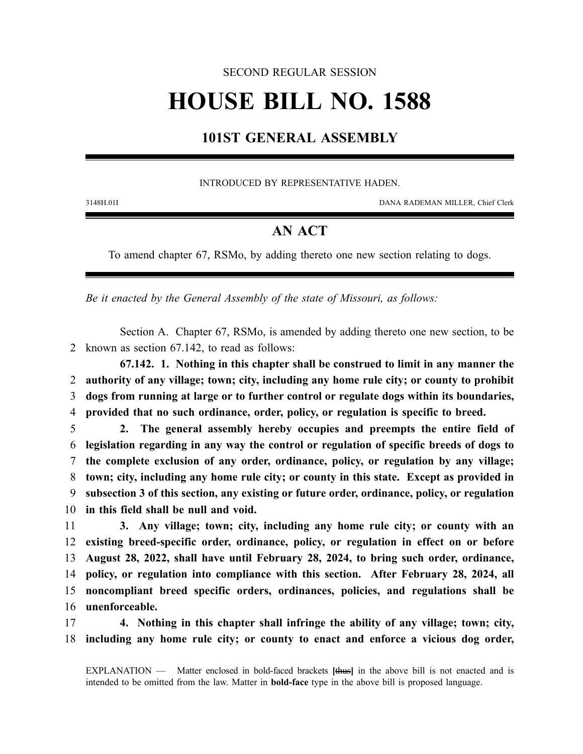SECOND REGULAR SESSION

# HOUSE BILL NO. 1588

## 101ST GENERAL ASSEMBLY

INTRODUCED BY REPRESENTATIVE HADEN.

3148H.01I DANA RADEMAN MILLER, Chief Clerk

## AN ACT

To amend chapter 67, RSMo, by adding thereto one new section relating to dogs.

*Be it enacted by the General Assembly of the state of Missouri, as follows:*

Section A. Chapter 67, RSMo, is amended by adding thereto one new section, to be known as section 67.142, to read as follows:

**67.142. 1. Nothing in this chapter shall be construed to limit in any manner the authority of any village; town; city, including any home rule city; or county to prohibit dogs from running at large or to further control or regulate dogs within its boundaries, provided that no such ordinance, order, policy, or regulation is specific to breed.**

**2. The general assembly hereby occupies and preempts the entire field of legislation regarding in any way the control or regulation of specific breeds of dogs to the complete exclusion of any order, ordinance, policy, or regulation by any village; town; city, including any home rule city; or county in this state. Except as provided in subsection 3 of this section, any existing or future order, ordinance, policy, or regulation in this field shall be null and void.**

**3. Any village; town; city, including any home rule city; or county with an existing breed-specific order, ordinance, policy, or regulation in effect on or before August 28, 2022, shall have until February 28, 2024, to bring such order, ordinance, policy, or regulation into compliance with this section. After February 28, 2024, all noncompliant breed specific orders, ordinances, policies, and regulations shall be unenforceable.**

**4. Nothing in this chapter shall infringe the ability of any village; town; city, including any home rule city; or county to enact and enforce a vicious dog order,**

EXPLANATION — Matter enclosed in bold-faced brackets **[~~thus~~]** in the above bill is not enacted and is intended to be omitted from the law. Matter in **bold-face** type in the above bill is proposed language.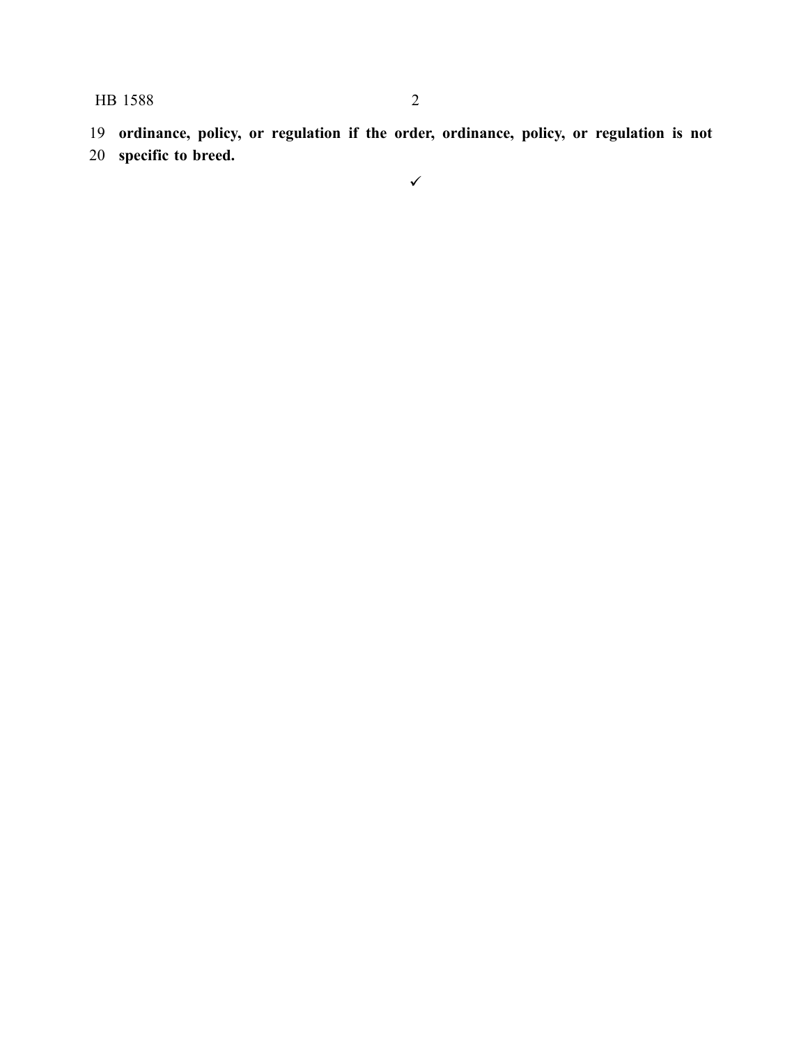**ordinance, policy, or regulation if the order, ordinance, policy, or regulation is not specific to breed.**

✓